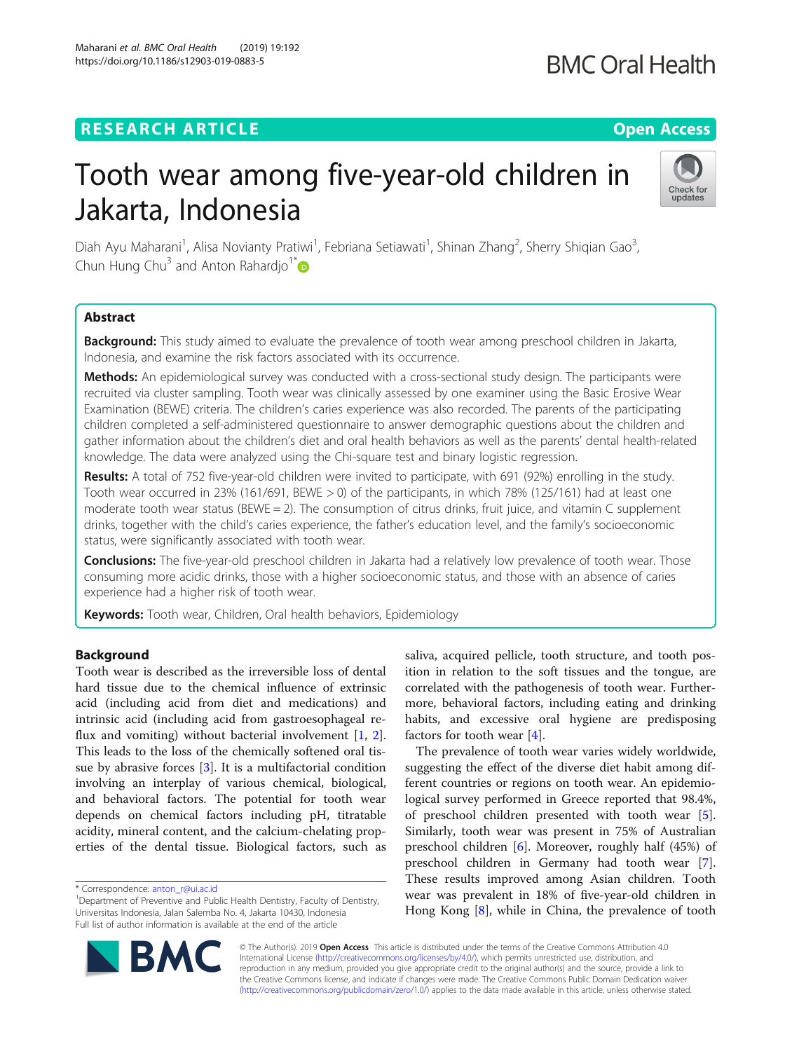RESEARCH ARTICLE

Open Access

# Tooth wear among five-year-old children in Jakarta, Indonesia

Diah Ayu Maharani[1], Alisa Novianty Pratiwi[1], Febriana Setiawati[1], Shinan Zhang[2], Sherry Shiqian Gao[3], Chun Hung Chu[3] and Anton Rahardjo[1*]

## Abstract

**Background:** This study aimed to evaluate the prevalence of tooth wear among preschool children in Jakarta, Indonesia, and examine the risk factors associated with its occurrence.

**Methods:** An epidemiological survey was conducted with a cross-sectional study design. The participants were recruited via cluster sampling. Tooth wear was clinically assessed by one examiner using the Basic Erosive Wear Examination (BEWE) criteria. The children's caries experience was also recorded. The parents of the participating children completed a self-administered questionnaire to answer demographic questions about the children and gather information about the children's diet and oral health behaviors as well as the parents' dental health-related knowledge. The data were analyzed using the Chi-square test and binary logistic regression.

**Results:** A total of 752 five-year-old children were invited to participate, with 691 (92%) enrolling in the study. Tooth wear occurred in 23% (161/691, BEWE > 0) of the participants, in which 78% (125/161) had at least one moderate tooth wear status (BEWE = 2). The consumption of citrus drinks, fruit juice, and vitamin C supplement drinks, together with the child's caries experience, the father's education level, and the family's socioeconomic status, were significantly associated with tooth wear.

**Conclusions:** The five-year-old preschool children in Jakarta had a relatively low prevalence of tooth wear. Those consuming more acidic drinks, those with a higher socioeconomic status, and those with an absence of caries experience had a higher risk of tooth wear.

**Keywords:** Tooth wear, Children, Oral health behaviors, Epidemiology

## Background

Tooth wear is described as the irreversible loss of dental hard tissue due to the chemical influence of extrinsic acid (including acid from diet and medications) and intrinsic acid (including acid from gastroesophageal reflux and vomiting) without bacterial involvement [1, 2]. This leads to the loss of the chemically softened oral tissue by abrasive forces [3]. It is a multifactorial condition involving an interplay of various chemical, biological, and behavioral factors. The potential for tooth wear depends on chemical factors including pH, titratable acidity, mineral content, and the calcium-chelating properties of the dental tissue. Biological factors, such as saliva, acquired pellicle, tooth structure, and tooth position in relation to the soft tissues and the tongue, are correlated with the pathogenesis of tooth wear. Furthermore, behavioral factors, including eating and drinking habits, and excessive oral hygiene are predisposing factors for tooth wear [4].

The prevalence of tooth wear varies widely worldwide, suggesting the effect of the diverse diet habit among different countries or regions on tooth wear. An epidemiological survey performed in Greece reported that 98.4%, of preschool children presented with tooth wear [5]. Similarly, tooth wear was present in 75% of Australian preschool children [6]. Moreover, roughly half (45%) of preschool children in Germany had tooth wear [7]. These results improved among Asian children. Tooth wear was prevalent in 18% of five-year-old children in Hong Kong [8], while in China, the prevalence of tooth

* Correspondence: anton_r@ui.ac.id
[1]Department of Preventive and Public Health Dentistry, Faculty of Dentistry, Universitas Indonesia, Jalan Salemba No. 4, Jakarta 10430, Indonesia
Full list of author information is available at the end of the article

© The Author(s). 2019 **Open Access** This article is distributed under the terms of the Creative Commons Attribution 4.0 International License (http://creativecommons.org/licenses/by/4.0/), which permits unrestricted use, distribution, and reproduction in any medium, provided you give appropriate credit to the original author(s) and the source, provide a link to the Creative Commons license, and indicate if changes were made. The Creative Commons Public Domain Dedication waiver (http://creativecommons.org/publicdomain/zero/1.0/) applies to the data made available in this article, unless otherwise stated.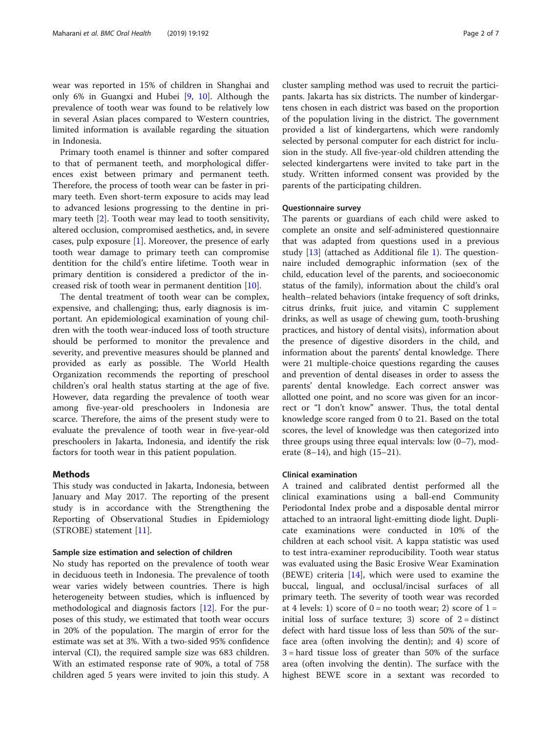wear was reported in 15% of children in Shanghai and only 6% in Guangxi and Hubei [9, 10]. Although the prevalence of tooth wear was found to be relatively low in several Asian places compared to Western countries, limited information is available regarding the situation in Indonesia.

Primary tooth enamel is thinner and softer compared to that of permanent teeth, and morphological differences exist between primary and permanent teeth. Therefore, the process of tooth wear can be faster in primary teeth. Even short-term exposure to acids may lead to advanced lesions progressing to the dentine in primary teeth [2]. Tooth wear may lead to tooth sensitivity, altered occlusion, compromised aesthetics, and, in severe cases, pulp exposure [1]. Moreover, the presence of early tooth wear damage to primary teeth can compromise dentition for the child's entire lifetime. Tooth wear in primary dentition is considered a predictor of the increased risk of tooth wear in permanent dentition [10].

The dental treatment of tooth wear can be complex, expensive, and challenging; thus, early diagnosis is important. An epidemiological examination of young children with the tooth wear-induced loss of tooth structure should be performed to monitor the prevalence and severity, and preventive measures should be planned and provided as early as possible. The World Health Organization recommends the reporting of preschool children's oral health status starting at the age of five. However, data regarding the prevalence of tooth wear among five-year-old preschoolers in Indonesia are scarce. Therefore, the aims of the present study were to evaluate the prevalence of tooth wear in five-year-old preschoolers in Jakarta, Indonesia, and identify the risk factors for tooth wear in this patient population.

## Methods

This study was conducted in Jakarta, Indonesia, between January and May 2017. The reporting of the present study is in accordance with the Strengthening the Reporting of Observational Studies in Epidemiology (STROBE) statement [11].

### Sample size estimation and selection of children

No study has reported on the prevalence of tooth wear in deciduous teeth in Indonesia. The prevalence of tooth wear varies widely between countries. There is high heterogeneity between studies, which is influenced by methodological and diagnosis factors [12]. For the purposes of this study, we estimated that tooth wear occurs in 20% of the population. The margin of error for the estimate was set at 3%. With a two-sided 95% confidence interval (CI), the required sample size was 683 children. With an estimated response rate of 90%, a total of 758 children aged 5 years were invited to join this study. A cluster sampling method was used to recruit the participants. Jakarta has six districts. The number of kindergartens chosen in each district was based on the proportion of the population living in the district. The government provided a list of kindergartens, which were randomly selected by personal computer for each district for inclusion in the study. All five-year-old children attending the selected kindergartens were invited to take part in the study. Written informed consent was provided by the parents of the participating children.

### Questionnaire survey

The parents or guardians of each child were asked to complete an onsite and self-administered questionnaire that was adapted from questions used in a previous study [13] (attached as Additional file 1). The questionnaire included demographic information (sex of the child, education level of the parents, and socioeconomic status of the family), information about the child's oral health–related behaviors (intake frequency of soft drinks, citrus drinks, fruit juice, and vitamin C supplement drinks, as well as usage of chewing gum, tooth-brushing practices, and history of dental visits), information about the presence of digestive disorders in the child, and information about the parents' dental knowledge. There were 21 multiple-choice questions regarding the causes and prevention of dental diseases in order to assess the parents' dental knowledge. Each correct answer was allotted one point, and no score was given for an incorrect or "I don't know" answer. Thus, the total dental knowledge score ranged from 0 to 21. Based on the total scores, the level of knowledge was then categorized into three groups using three equal intervals: low (0–7), moderate (8–14), and high (15–21).

### Clinical examination

A trained and calibrated dentist performed all the clinical examinations using a ball-end Community Periodontal Index probe and a disposable dental mirror attached to an intraoral light-emitting diode light. Duplicate examinations were conducted in 10% of the children at each school visit. A kappa statistic was used to test intra-examiner reproducibility. Tooth wear status was evaluated using the Basic Erosive Wear Examination (BEWE) criteria [14], which were used to examine the buccal, lingual, and occlusal/incisal surfaces of all primary teeth. The severity of tooth wear was recorded at 4 levels: 1) score of 0 = no tooth wear; 2) score of 1 = initial loss of surface texture; 3) score of 2 = distinct defect with hard tissue loss of less than 50% of the surface area (often involving the dentin); and 4) score of 3 = hard tissue loss of greater than 50% of the surface area (often involving the dentin). The surface with the highest BEWE score in a sextant was recorded to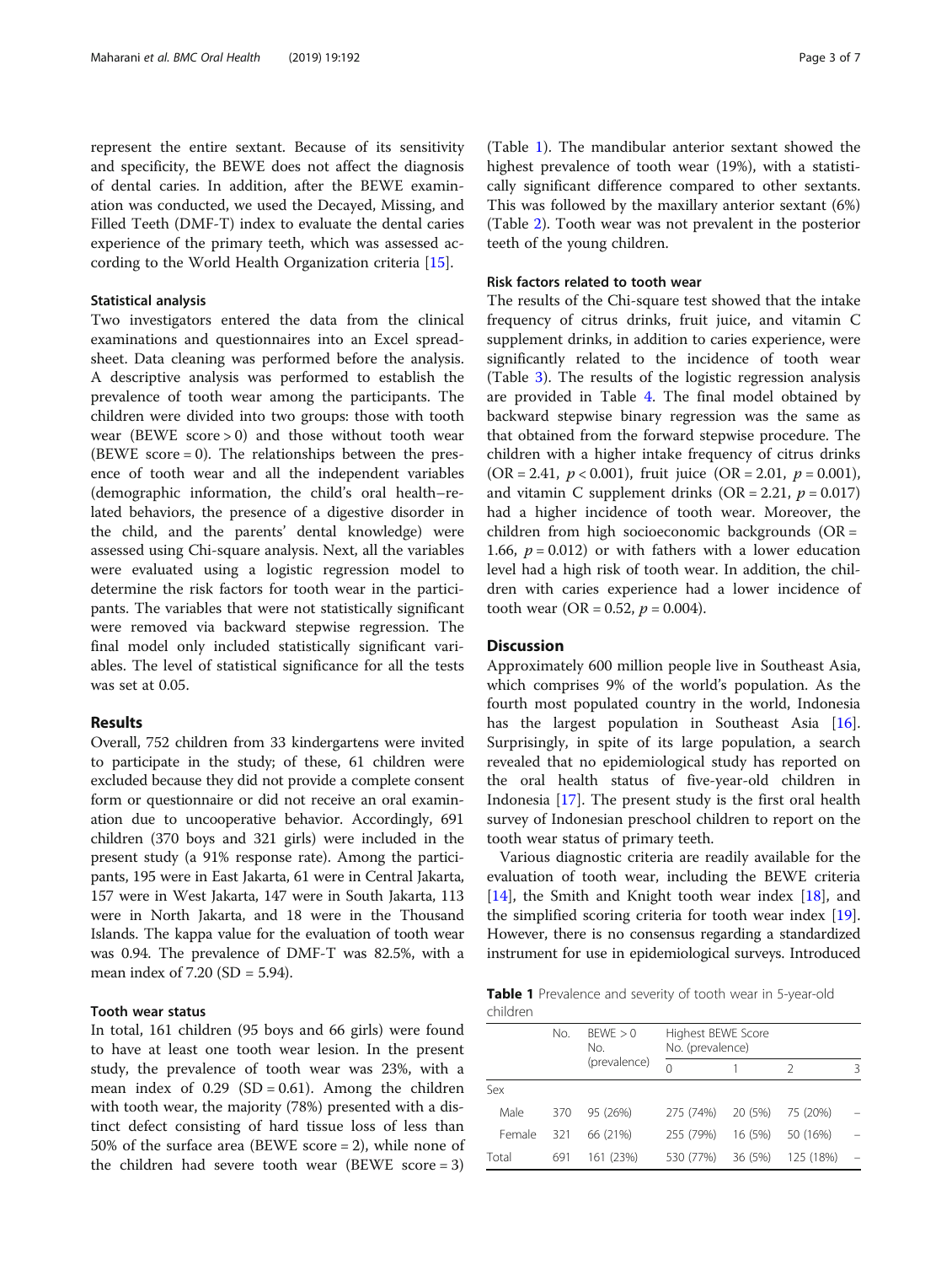represent the entire sextant. Because of its sensitivity and specificity, the BEWE does not affect the diagnosis of dental caries. In addition, after the BEWE examination was conducted, we used the Decayed, Missing, and Filled Teeth (DMF-T) index to evaluate the dental caries experience of the primary teeth, which was assessed according to the World Health Organization criteria [15].

### Statistical analysis

Two investigators entered the data from the clinical examinations and questionnaires into an Excel spreadsheet. Data cleaning was performed before the analysis. A descriptive analysis was performed to establish the prevalence of tooth wear among the participants. The children were divided into two groups: those with tooth wear (BEWE score > 0) and those without tooth wear (BEWE score = 0). The relationships between the presence of tooth wear and all the independent variables (demographic information, the child's oral health–related behaviors, the presence of a digestive disorder in the child, and the parents' dental knowledge) were assessed using Chi-square analysis. Next, all the variables were evaluated using a logistic regression model to determine the risk factors for tooth wear in the participants. The variables that were not statistically significant were removed via backward stepwise regression. The final model only included statistically significant variables. The level of statistical significance for all the tests was set at 0.05.

## Results

Overall, 752 children from 33 kindergartens were invited to participate in the study; of these, 61 children were excluded because they did not provide a complete consent form or questionnaire or did not receive an oral examination due to uncooperative behavior. Accordingly, 691 children (370 boys and 321 girls) were included in the present study (a 91% response rate). Among the participants, 195 were in East Jakarta, 61 were in Central Jakarta, 157 were in West Jakarta, 147 were in South Jakarta, 113 were in North Jakarta, and 18 were in the Thousand Islands. The kappa value for the evaluation of tooth wear was 0.94. The prevalence of DMF-T was 82.5%, with a mean index of 7.20 (SD = 5.94).

### Tooth wear status

In total, 161 children (95 boys and 66 girls) were found to have at least one tooth wear lesion. In the present study, the prevalence of tooth wear was 23%, with a mean index of 0.29 (SD = 0.61). Among the children with tooth wear, the majority (78%) presented with a distinct defect consisting of hard tissue loss of less than 50% of the surface area (BEWE score = 2), while none of the children had severe tooth wear (BEWE score = 3) (Table 1). The mandibular anterior sextant showed the highest prevalence of tooth wear (19%), with a statistically significant difference compared to other sextants. This was followed by the maxillary anterior sextant (6%) (Table 2). Tooth wear was not prevalent in the posterior teeth of the young children.

### Risk factors related to tooth wear

The results of the Chi-square test showed that the intake frequency of citrus drinks, fruit juice, and vitamin C supplement drinks, in addition to caries experience, were significantly related to the incidence of tooth wear (Table 3). The results of the logistic regression analysis are provided in Table 4. The final model obtained by backward stepwise binary regression was the same as that obtained from the forward stepwise procedure. The children with a higher intake frequency of citrus drinks (OR = 2.41, $p < 0.001$), fruit juice (OR = 2.01, $p = 0.001$), and vitamin C supplement drinks (OR = 2.21, $p = 0.017$) had a higher incidence of tooth wear. Moreover, the children from high socioeconomic backgrounds (OR = 1.66, $p = 0.012$) or with fathers with a lower education level had a high risk of tooth wear. In addition, the children with caries experience had a lower incidence of tooth wear (OR = 0.52, $p = 0.004$).

## Discussion

Approximately 600 million people live in Southeast Asia, which comprises 9% of the world's population. As the fourth most populated country in the world, Indonesia has the largest population in Southeast Asia [16]. Surprisingly, in spite of its large population, a search revealed that no epidemiological study has reported on the oral health status of five-year-old children in Indonesia [17]. The present study is the first oral health survey of Indonesian preschool children to report on the tooth wear status of primary teeth.

Various diagnostic criteria are readily available for the evaluation of tooth wear, including the BEWE criteria [14], the Smith and Knight tooth wear index [18], and the simplified scoring criteria for tooth wear index [19]. However, there is no consensus regarding a standardized instrument for use in epidemiological surveys. Introduced

**Table 1** Prevalence and severity of tooth wear in 5-year-old children

| | No. | BEWE > 0 No. (prevalence) | Highest BEWE Score No. (prevalence) | | | |
|---|---|---|---|---|---|---|
| | | | 0 | 1 | 2 | 3 |
| Sex | | | | | | |
| Male | 370 | 95 (26%) | 275 (74%) | 20 (5%) | 75 (20%) | – |
| Female | 321 | 66 (21%) | 255 (79%) | 16 (5%) | 50 (16%) | – |
| Total | 691 | 161 (23%) | 530 (77%) | 36 (5%) | 125 (18%) | – |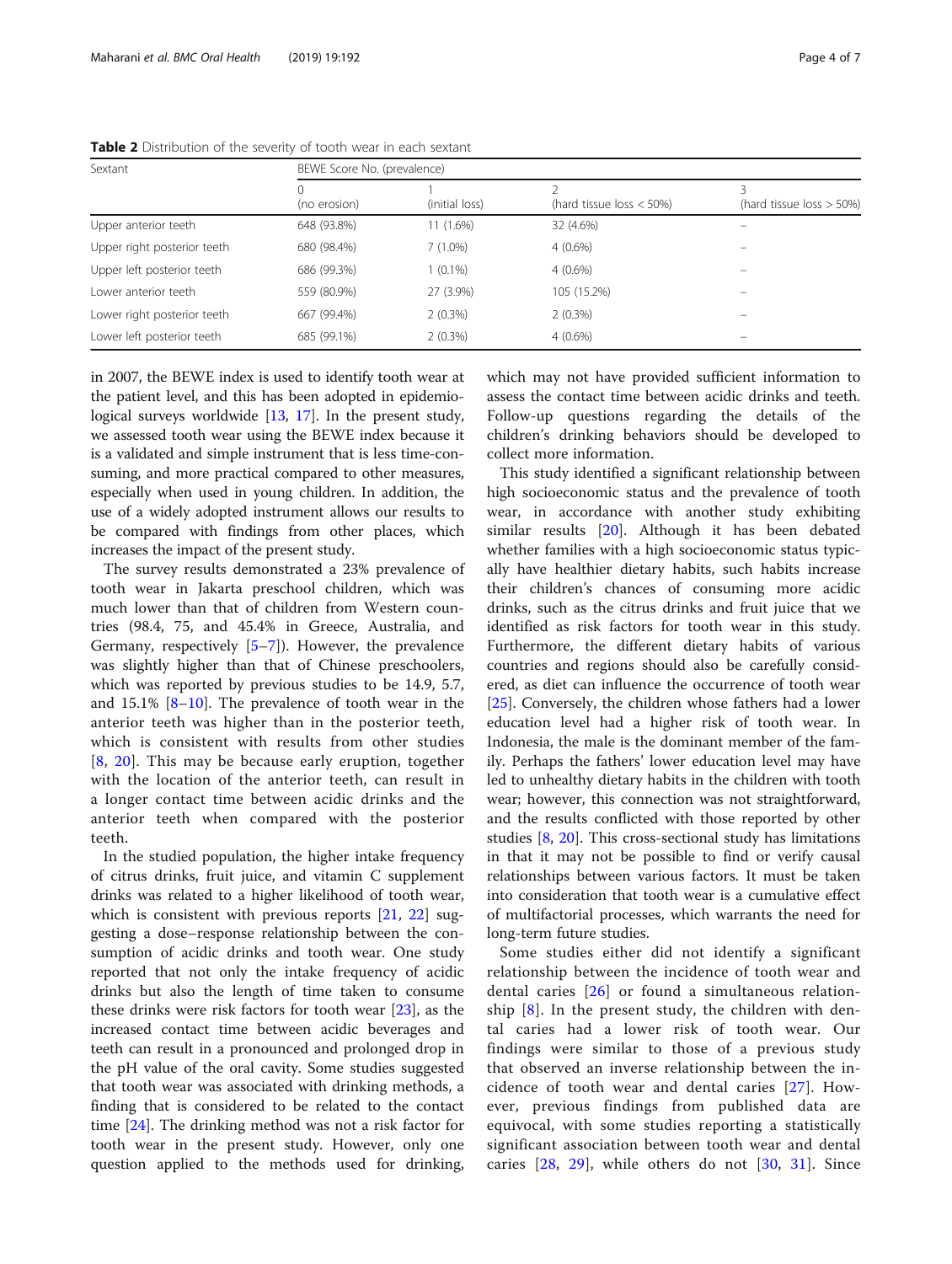**Table 2** Distribution of the severity of tooth wear in each sextant

| Sextant | BEWE Score No. (prevalence) | | | |
|---|---|---|---|---|
| | 0 (no erosion) | 1 (initial loss) | 2 (hard tissue loss < 50%) | 3 (hard tissue loss > 50%) |
| Upper anterior teeth | 648 (93.8%) | 11 (1.6%) | 32 (4.6%) | – |
| Upper right posterior teeth | 680 (98.4%) | 7 (1.0%) | 4 (0.6%) | – |
| Upper left posterior teeth | 686 (99.3%) | 1 (0.1%) | 4 (0.6%) | – |
| Lower anterior teeth | 559 (80.9%) | 27 (3.9%) | 105 (15.2%) | – |
| Lower right posterior teeth | 667 (99.4%) | 2 (0.3%) | 2 (0.3%) | – |
| Lower left posterior teeth | 685 (99.1%) | 2 (0.3%) | 4 (0.6%) | – |

in 2007, the BEWE index is used to identify tooth wear at the patient level, and this has been adopted in epidemiological surveys worldwide [13, 17]. In the present study, we assessed tooth wear using the BEWE index because it is a validated and simple instrument that is less time-consuming, and more practical compared to other measures, especially when used in young children. In addition, the use of a widely adopted instrument allows our results to be compared with findings from other places, which increases the impact of the present study.

The survey results demonstrated a 23% prevalence of tooth wear in Jakarta preschool children, which was much lower than that of children from Western countries (98.4, 75, and 45.4% in Greece, Australia, and Germany, respectively [5–7]). However, the prevalence was slightly higher than that of Chinese preschoolers, which was reported by previous studies to be 14.9, 5.7, and 15.1% [8–10]. The prevalence of tooth wear in the anterior teeth was higher than in the posterior teeth, which is consistent with results from other studies [8, 20]. This may be because early eruption, together with the location of the anterior teeth, can result in a longer contact time between acidic drinks and the anterior teeth when compared with the posterior teeth.

In the studied population, the higher intake frequency of citrus drinks, fruit juice, and vitamin C supplement drinks was related to a higher likelihood of tooth wear, which is consistent with previous reports [21, 22] suggesting a dose–response relationship between the consumption of acidic drinks and tooth wear. One study reported that not only the intake frequency of acidic drinks but also the length of time taken to consume these drinks were risk factors for tooth wear [23], as the increased contact time between acidic beverages and teeth can result in a pronounced and prolonged drop in the pH value of the oral cavity. Some studies suggested that tooth wear was associated with drinking methods, a finding that is considered to be related to the contact time [24]. The drinking method was not a risk factor for tooth wear in the present study. However, only one question applied to the methods used for drinking, which may not have provided sufficient information to assess the contact time between acidic drinks and teeth. Follow-up questions regarding the details of the children's drinking behaviors should be developed to collect more information.

This study identified a significant relationship between high socioeconomic status and the prevalence of tooth wear, in accordance with another study exhibiting similar results [20]. Although it has been debated whether families with a high socioeconomic status typically have healthier dietary habits, such habits increase their children's chances of consuming more acidic drinks, such as the citrus drinks and fruit juice that we identified as risk factors for tooth wear in this study. Furthermore, the different dietary habits of various countries and regions should also be carefully considered, as diet can influence the occurrence of tooth wear [25]. Conversely, the children whose fathers had a lower education level had a higher risk of tooth wear. In Indonesia, the male is the dominant member of the family. Perhaps the fathers' lower education level may have led to unhealthy dietary habits in the children with tooth wear; however, this connection was not straightforward, and the results conflicted with those reported by other studies [8, 20]. This cross-sectional study has limitations in that it may not be possible to find or verify causal relationships between various factors. It must be taken into consideration that tooth wear is a cumulative effect of multifactorial processes, which warrants the need for long-term future studies.

Some studies either did not identify a significant relationship between the incidence of tooth wear and dental caries [26] or found a simultaneous relationship [8]. In the present study, the children with dental caries had a lower risk of tooth wear. Our findings were similar to those of a previous study that observed an inverse relationship between the incidence of tooth wear and dental caries [27]. However, previous findings from published data are equivocal, with some studies reporting a statistically significant association between tooth wear and dental caries [28, 29], while others do not [30, 31]. Since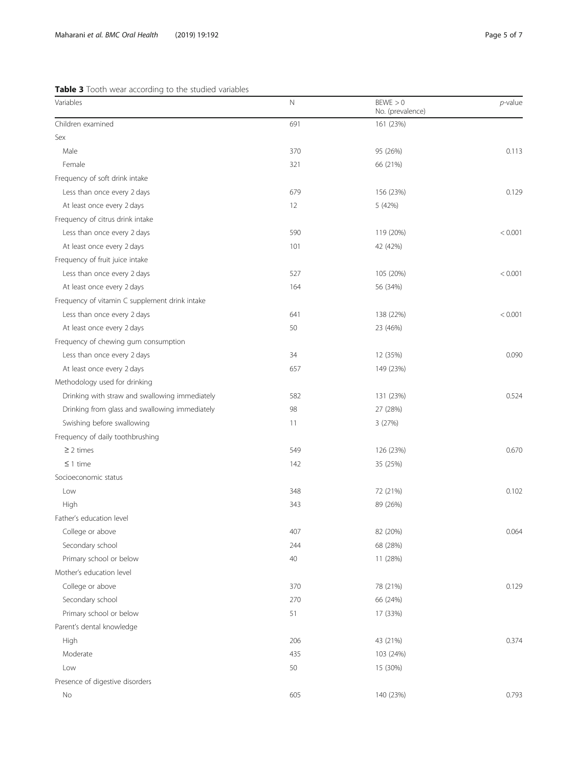**Table 3** Tooth wear according to the studied variables

| Variables | N | BEWE > 0 No. (prevalence) | *p*-value |
|---|---|---|---|
| Children examined | 691 | 161 (23%) | |
| Sex | | | |
| Male | 370 | 95 (26%) | 0.113 |
| Female | 321 | 66 (21%) | |
| Frequency of soft drink intake | | | |
| Less than once every 2 days | 679 | 156 (23%) | 0.129 |
| At least once every 2 days | 12 | 5 (42%) | |
| Frequency of citrus drink intake | | | |
| Less than once every 2 days | 590 | 119 (20%) | < 0.001 |
| At least once every 2 days | 101 | 42 (42%) | |
| Frequency of fruit juice intake | | | |
| Less than once every 2 days | 527 | 105 (20%) | < 0.001 |
| At least once every 2 days | 164 | 56 (34%) | |
| Frequency of vitamin C supplement drink intake | | | |
| Less than once every 2 days | 641 | 138 (22%) | < 0.001 |
| At least once every 2 days | 50 | 23 (46%) | |
| Frequency of chewing gum consumption | | | |
| Less than once every 2 days | 34 | 12 (35%) | 0.090 |
| At least once every 2 days | 657 | 149 (23%) | |
| Methodology used for drinking | | | |
| Drinking with straw and swallowing immediately | 582 | 131 (23%) | 0.524 |
| Drinking from glass and swallowing immediately | 98 | 27 (28%) | |
| Swishing before swallowing | 11 | 3 (27%) | |
| Frequency of daily toothbrushing | | | |
| ≥ 2 times | 549 | 126 (23%) | 0.670 |
| ≤ 1 time | 142 | 35 (25%) | |
| Socioeconomic status | | | |
| Low | 348 | 72 (21%) | 0.102 |
| High | 343 | 89 (26%) | |
| Father's education level | | | |
| College or above | 407 | 82 (20%) | 0.064 |
| Secondary school | 244 | 68 (28%) | |
| Primary school or below | 40 | 11 (28%) | |
| Mother's education level | | | |
| College or above | 370 | 78 (21%) | 0.129 |
| Secondary school | 270 | 66 (24%) | |
| Primary school or below | 51 | 17 (33%) | |
| Parent's dental knowledge | | | |
| High | 206 | 43 (21%) | 0.374 |
| Moderate | 435 | 103 (24%) | |
| Low | 50 | 15 (30%) | |
| Presence of digestive disorders | | | |
| No | 605 | 140 (23%) | 0.793 |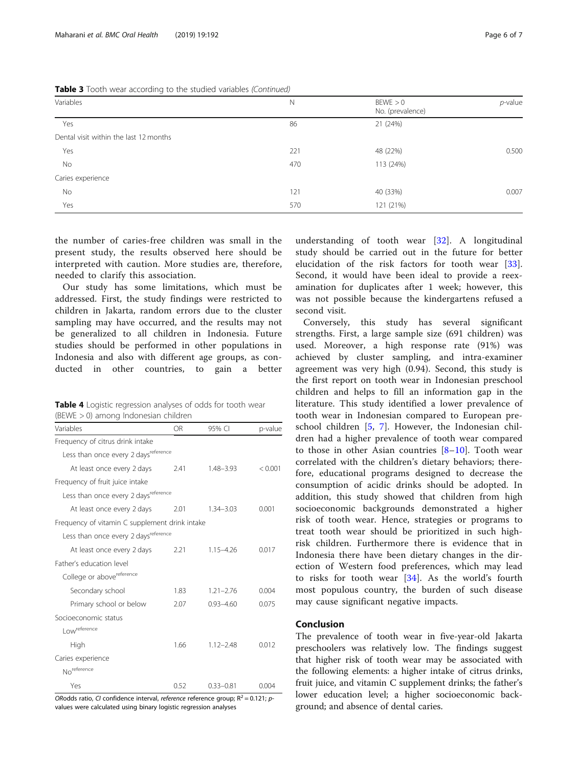**Table 3** Tooth wear according to the studied variables *(Continued)*

| Variables | N | BEWE > 0 No. (prevalence) | *p*-value |
|---|---|---|---|
| Yes | 86 | 21 (24%) | |
| Dental visit within the last 12 months | | | |
| Yes | 221 | 48 (22%) | 0.500 |
| No | 470 | 113 (24%) | |
| Caries experience | | | |
| No | 121 | 40 (33%) | 0.007 |
| Yes | 570 | 121 (21%) | |

the number of caries-free children was small in the present study, the results observed here should be interpreted with caution. More studies are, therefore, needed to clarify this association.

Our study has some limitations, which must be addressed. First, the study findings were restricted to children in Jakarta, random errors due to the cluster sampling may have occurred, and the results may not be generalized to all children in Indonesia. Future studies should be performed in other populations in Indonesia and also with different age groups, as conducted in other countries, to gain a better understanding of tooth wear [32]. A longitudinal study should be carried out in the future for better elucidation of the risk factors for tooth wear [33]. Second, it would have been ideal to provide a reexamination for duplicates after 1 week; however, this was not possible because the kindergartens refused a second visit.

**Table 4** Logistic regression analyses of odds for tooth wear (BEWE > 0) among Indonesian children

| Variables | OR | 95% CI | p-value |
|---|---|---|---|
| Frequency of citrus drink intake | | | |
| Less than once every 2 days[reference] | | | |
| At least once every 2 days | 2.41 | 1.48–3.93 | < 0.001 |
| Frequency of fruit juice intake | | | |
| Less than once every 2 days[reference] | | | |
| At least once every 2 days | 2.01 | 1.34–3.03 | 0.001 |
| Frequency of vitamin C supplement drink intake | | | |
| Less than once every 2 days[reference] | | | |
| At least once every 2 days | 2.21 | 1.15–4.26 | 0.017 |
| Father's education level | | | |
| College or above[reference] | | | |
| Secondary school | 1.83 | 1.21–2.76 | 0.004 |
| Primary school or below | 2.07 | 0.93–4.60 | 0.075 |
| Socioeconomic status | | | |
| Low[reference] | | | |
| High | 1.66 | 1.12–2.48 | 0.012 |
| Caries experience | | | |
| No[reference] | | | |
| Yes | 0.52 | 0.33–0.81 | 0.004 |

*OR* odds ratio, *CI* confidence interval, *reference* reference group; $R^2 = 0.121$; *p*-values were calculated using binary logistic regression analyses

Conversely, this study has several significant strengths. First, a large sample size (691 children) was used. Moreover, a high response rate (91%) was achieved by cluster sampling, and intra-examiner agreement was very high (0.94). Second, this study is the first report on tooth wear in Indonesian preschool children and helps to fill an information gap in the literature. This study identified a lower prevalence of tooth wear in Indonesian compared to European preschool children [5, 7]. However, the Indonesian children had a higher prevalence of tooth wear compared to those in other Asian countries [8–10]. Tooth wear correlated with the children's dietary behaviors; therefore, educational programs designed to decrease the consumption of acidic drinks should be adopted. In addition, this study showed that children from high socioeconomic backgrounds demonstrated a higher risk of tooth wear. Hence, strategies or programs to treat tooth wear should be prioritized in such high-risk children. Furthermore there is evidence that in Indonesia there have been dietary changes in the direction of Western food preferences, which may lead to risks for tooth wear [34]. As the world's fourth most populous country, the burden of such disease may cause significant negative impacts.

## Conclusion

The prevalence of tooth wear in five-year-old Jakarta preschoolers was relatively low. The findings suggest that higher risk of tooth wear may be associated with the following elements: a higher intake of citrus drinks, fruit juice, and vitamin C supplement drinks; the father's lower education level; a higher socioeconomic background; and absence of dental caries.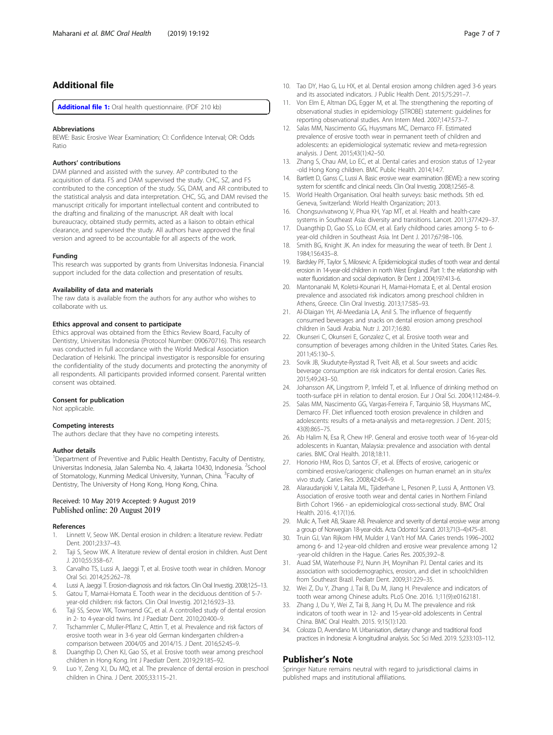## Additional file

**Additional file 1:** Oral health questionnaire. (PDF 210 kb)

### Abbreviations

BEWE: Basic Erosive Wear Examination; CI: Confidence Interval; OR: Odds Ratio

### Authors' contributions

DAM planned and assisted with the survey. AP contributed to the acquisition of data. FS and DAM supervised the study. CHC, SZ, and FS contributed to the conception of the study. SG, DAM, and AR contributed to the statistical analysis and data interpretation. CHC, SG, and DAM revised the manuscript critically for important intellectual content and contributed to the drafting and finalizing of the manuscript. AR dealt with local bureaucracy, obtained study permits, acted as a liaison to obtain ethical clearance, and supervised the study. All authors have approved the final version and agreed to be accountable for all aspects of the work.

### Funding

This research was supported by grants from Universitas Indonesia. Financial support included for the data collection and presentation of results.

### Availability of data and materials

The raw data is available from the authors for any author who wishes to collaborate with us.

### Ethics approval and consent to participate

Ethics approval was obtained from the Ethics Review Board, Faculty of Dentistry, Universitas Indonesia (Protocol Number: 090670716). This research was conducted in full accordance with the World Medical Association Declaration of Helsinki. The principal investigator is responsible for ensuring the confidentiality of the study documents and protecting the anonymity of all respondents. All participants provided informed consent. Parental written consent was obtained.

### Consent for publication

Not applicable.

### Competing interests

The authors declare that they have no competing interests.

### Author details

[1]Department of Preventive and Public Health Dentistry, Faculty of Dentistry, Universitas Indonesia, Jalan Salemba No. 4, Jakarta 10430, Indonesia. [2]School of Stomatology, Kunming Medical University, Yunnan, China. [3]Faculty of Dentistry, The University of Hong Kong, Hong Kong, China.

Received: 10 May 2019 Accepted: 9 August 2019
Published online: 20 August 2019

### References

1. Linnett V, Seow WK. Dental erosion in children: a literature review. Pediatr Dent. 2001;23:37–43.
2. Taji S, Seow WK. A literature review of dental erosion in children. Aust Dent J. 2010;55:358–67.
3. Carvalho TS, Lussi A, Jaeggi T, et al. Erosive tooth wear in children. Monogr Oral Sci. 2014;25:262–78.
4. Lussi A, Jaeggi T. Erosion-diagnosis and risk factors. Clin Oral Investig. 2008;12:5–13.
5. Gatou T, Mamai-Homata E. Tooth wear in the deciduous dentition of 5-7-year-old children: risk factors. Clin Oral Investig. 2012;16:923–33.
6. Taji SS, Seow WK, Townsend GC, et al. A controlled study of dental erosion in 2- to 4-year-old twins. Int J Paediatr Dent. 2010;20:400–9.
7. Tschammler C, Muller-Pflanz C, Attin T, et al. Prevalence and risk factors of erosive tooth wear in 3-6 year old German kindergarten children-a comparison between 2004/05 and 2014/15. J Dent. 2016;52:45–9.
8. Duangthip D, Chen KJ, Gao SS, et al. Erosive tooth wear among preschool children in Hong Kong. Int J Paediatr Dent. 2019;29:185–92.
9. Luo Y, Zeng XJ, Du MQ, et al. The prevalence of dental erosion in preschool children in China. J Dent. 2005;33:115–21.
10. Tao DY, Hao G, Lu HX, et al. Dental erosion among children aged 3-6 years and its associated indicators. J Public Health Dent. 2015;75:291–7.
11. Von Elm E, Altman DG, Egger M, et al. The strengthening the reporting of observational studies in epidemiology (STROBE) statement: guidelines for reporting observational studies. Ann Intern Med. 2007;147:573–7.
12. Salas MM, Nascimento GG, Huysmans MC, Demarco FF. Estimated prevalence of erosive tooth wear in permanent teeth of children and adolescents: an epidemiological systematic review and meta-regression analysis. J Dent. 2015;43(1):42–50.
13. Zhang S, Chau AM, Lo EC, et al. Dental caries and erosion status of 12-year -old Hong Kong children. BMC Public Health. 2014;14:7.
14. Bartlett D, Ganss C, Lussi A. Basic erosive wear examination (BEWE): a new scoring system for scientific and clinical needs. Clin Oral Investig. 2008;12:S65–8.
15. World Health Organisation. Oral health surveys: basic methods. 5th ed. Geneva, Switzerland: World Health Organization; 2013.
16. Chongsuvivatwong V, Phua KH, Yap MT, et al. Health and health-care systems in Southeast Asia: diversity and transitions. Lancet. 2011;377:429–37.
17. Duangthip D, Gao SS, Lo ECM, et al. Early childhood caries among 5- to 6-year-old children in Southeast Asia. Int Dent J. 2017;67:98–106.
18. Smith BG, Knight JK. An index for measuring the wear of teeth. Br Dent J. 1984;156:435–8.
19. Bardsley PF, Taylor S, Milosevic A. Epidemiological studies of tooth wear and dental erosion in 14-year-old children in north West England. Part 1: the relationship with water fluoridation and social deprivation. Br Dent J. 2004;197:413–6.
20. Mantonanaki M, Koletsi-Kounari H, Mamai-Homata E, et al. Dental erosion prevalence and associated risk indicators among preschool children in Athens, Greece. Clin Oral Investig. 2013;17:585–93.
21. Al-Dlaigan YH, Al-Meedania LA, Anil S. The influence of frequently consumed beverages and snacks on dental erosion among preschool children in Saudi Arabia. Nutr J. 2017;16:80.
22. Okunseri C, Okunseri E, Gonzalez C, et al. Erosive tooth wear and consumption of beverages among children in the United States. Caries Res. 2011;45:130–5.
23. Sovik JB, Skudutyte-Rysstad R, Tveit AB, et al. Sour sweets and acidic beverage consumption are risk indicators for dental erosion. Caries Res. 2015;49:243–50.
24. Johansson AK, Lingstrom P, Imfeld T, et al. Influence of drinking method on tooth-surface pH in relation to dental erosion. Eur J Oral Sci. 2004;112:484–9.
25. Salas MM, Nascimento GG, Vargas-Ferreira F, Tarquinio SB, Huysmans MC, Demarco FF. Diet influenced tooth erosion prevalence in children and adolescents: results of a meta-analysis and meta-regression. J Dent. 2015; 43(8):865–75.
26. Ab Halim N, Esa R, Chew HP. General and erosive tooth wear of 16-year-old adolescents in Kuantan, Malaysia: prevalence and association with dental caries. BMC Oral Health. 2018;18:11.
27. Honorio HM, Rios D, Santos CF, et al. Effects of erosive, cariogenic or combined erosive/cariogenic challenges on human enamel: an in situ/ex vivo study. Caries Res. 2008;42:454–9.
28. Alaraudanjoki V, Laitala ML, Tjäderhane L, Pesonen P, Lussi A, Anttonen V3. Association of erosive tooth wear and dental caries in Northern Finland Birth Cohort 1966 - an epidemiological cross-sectional study. BMC Oral Health. 2016. 4;17(1):6.
29. Mulic A, Tveit AB, Skaare AB. Prevalence and severity of dental erosive wear among a group of Norwegian 18-year-olds. Acta Odontol Scand. 2013;71(3–4):475–81.
30. Truin GJ, Van Rijkom HM, Mulder J, Van't Hof MA. Caries trends 1996–2002 among 6- and 12-year-old children and erosive wear prevalence among 12 -year-old children in the Hague. Caries Res. 2005;39:2–8.
31. Auad SM, Waterhouse PJ, Nunn JH, Moynihan PJ. Dental caries and its association with sociodemographics, erosion, and diet in schoolchildren from Southeast Brazil. Pediatr Dent. 2009;31:229–35.
32. Wei Z, Du Y, Zhang J, Tai B, Du M, Jiang H. Prevalence and indicators of tooth wear among Chinese adults. PLoS One. 2016. 1;11(9):e0162181.
33. Zhang J, Du Y, Wei Z, Tai B, Jiang H, Du M. The prevalence and risk indicators of tooth wear in 12- and 15-year-old adolescents in Central China. BMC Oral Health. 2015. 9;15(1):120.
34. Colozza D, Avendano M. Urbanisation, dietary change and traditional food practices in Indonesia: A longitudinal analysis. Soc Sci Med. 2019. 5;233:103–112.

## Publisher's Note

Springer Nature remains neutral with regard to jurisdictional claims in published maps and institutional affiliations.